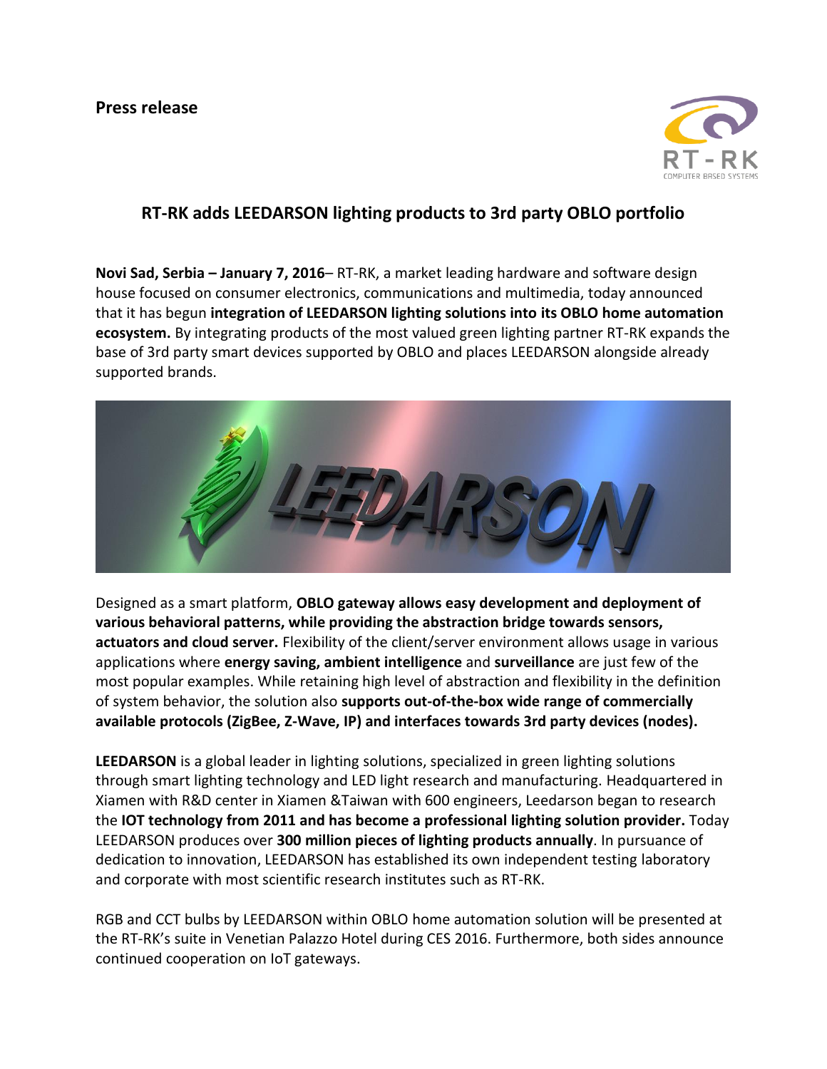**Press release**

## RT-RK adds LEEDARSON lighting products to 3rd party OBLO portfolio

**Novi Sad, Serbia – January 7, 2016**– RT-RK, a market leading hardware and software design house focused on consumer electronics, communications and multimedia, today announced that it has begun **integration of LEEDARSON lighting solutions into its OBLO home automation ecosystem.** By integrating products of the most valued green lighting partner RT-RK expands the base of 3rd party smart devices supported by OBLO and places LEEDARSON alongside already supported brands.

Designed as a smart platform, **OBLO gateway allows easy development and deployment of various behavioral patterns, while providing the abstraction bridge towards sensors, actuators and cloud server.** Flexibility of the client/server environment allows usage in various applications where **energy saving, ambient intelligence** and **surveillance** are just few of the most popular examples. While retaining high level of abstraction and flexibility in the definition of system behavior, the solution also **supports out-of-the-box wide range of commercially available protocols (ZigBee, Z-Wave, IP) and interfaces towards 3rd party devices (nodes).**

**LEEDARSON** is a global leader in lighting solutions, specialized in green lighting solutions through smart lighting technology and LED light research and manufacturing. Headquartered in Xiamen with R&D center in Xiamen &Taiwan with 600 engineers, Leedarson began to research the **IOT technology from 2011 and has become a professional lighting solution provider.** Today LEEDARSON produces over **300 million pieces of lighting products annually**. In pursuance of dedication to innovation, LEEDARSON has established its own independent testing laboratory and corporate with most scientific research institutes such as RT-RK.

RGB and CCT bulbs by LEEDARSON within OBLO home automation solution will be presented at the RT-RK's suite in Venetian Palazzo Hotel during CES 2016. Furthermore, both sides announce continued cooperation on IoT gateways.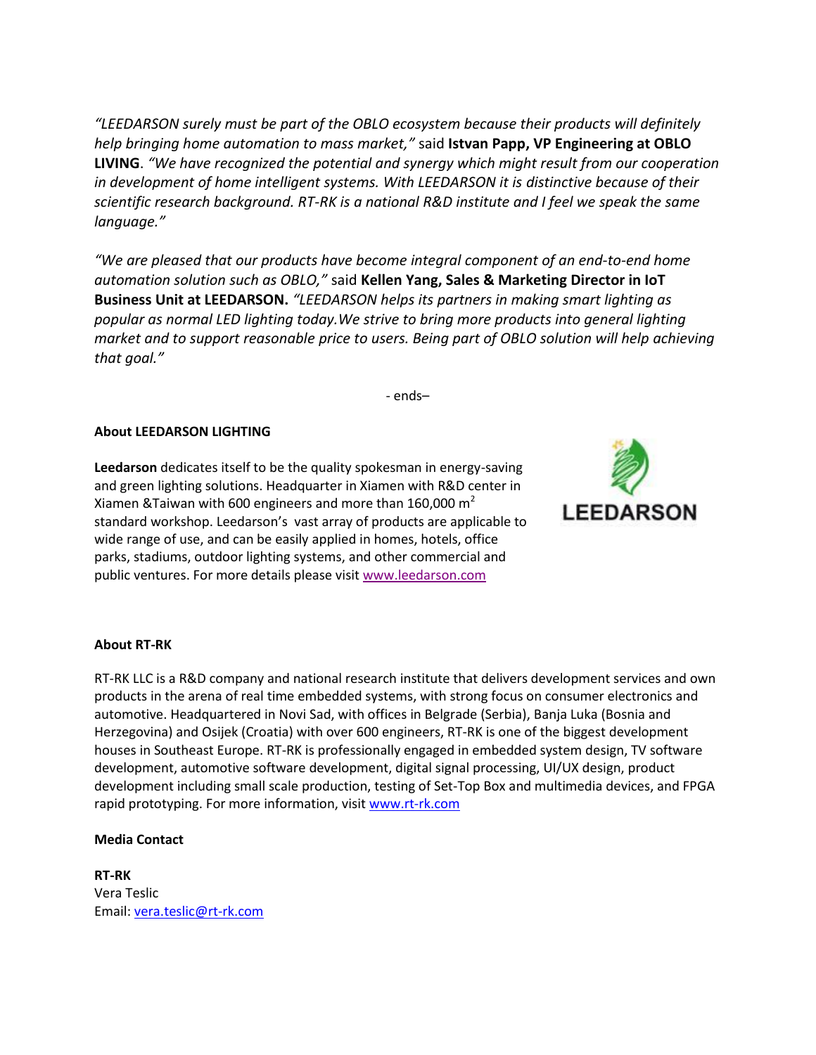*"LEEDARSON surely must be part of the OBLO ecosystem because their products will definitely help bringing home automation to mass market,"* said **Istvan Papp, VP Engineering at OBLO LIVING**. *"We have recognized the potential and synergy which might result from our cooperation in development of home intelligent systems. With LEEDARSON it is distinctive because of their scientific research background. RT-RK is a national R&D institute and I feel we speak the same language."*

*"We are pleased that our products have become integral component of an end-to-end home automation solution such as OBLO,"* said **Kellen Yang, Sales & Marketing Director in IoT Business Unit at LEEDARSON.** *"LEEDARSON helps its partners in making smart lighting as popular as normal LED lighting today.We strive to bring more products into general lighting market and to support reasonable price to users. Being part of OBLO solution will help achieving that goal."*

- ends–

**About LEEDARSON LIGHTING**

**Leedarson** dedicates itself to be the quality spokesman in energy-saving and green lighting solutions. Headquarter in Xiamen with R&D center in Xiamen &Taiwan with 600 engineers and more than 160,000 $m^2$ standard workshop. Leedarson's vast array of products are applicable to wide range of use, and can be easily applied in homes, hotels, office parks, stadiums, outdoor lighting systems, and other commercial and public ventures. For more details please visit www.leedarson.com

LEEDARSON

**About RT-RK**

RT-RK LLC is a R&D company and national research institute that delivers development services and own products in the arena of real time embedded systems, with strong focus on consumer electronics and automotive. Headquartered in Novi Sad, with offices in Belgrade (Serbia), Banja Luka (Bosnia and Herzegovina) and Osijek (Croatia) with over 600 engineers, RT-RK is one of the biggest development houses in Southeast Europe. RT-RK is professionally engaged in embedded system design, TV software development, automotive software development, digital signal processing, UI/UX design, product development including small scale production, testing of Set-Top Box and multimedia devices, and FPGA rapid prototyping. For more information, visit www.rt-rk.com

**Media Contact**

**RT-RK**
Vera Teslic
Email: vera.teslic@rt-rk.com